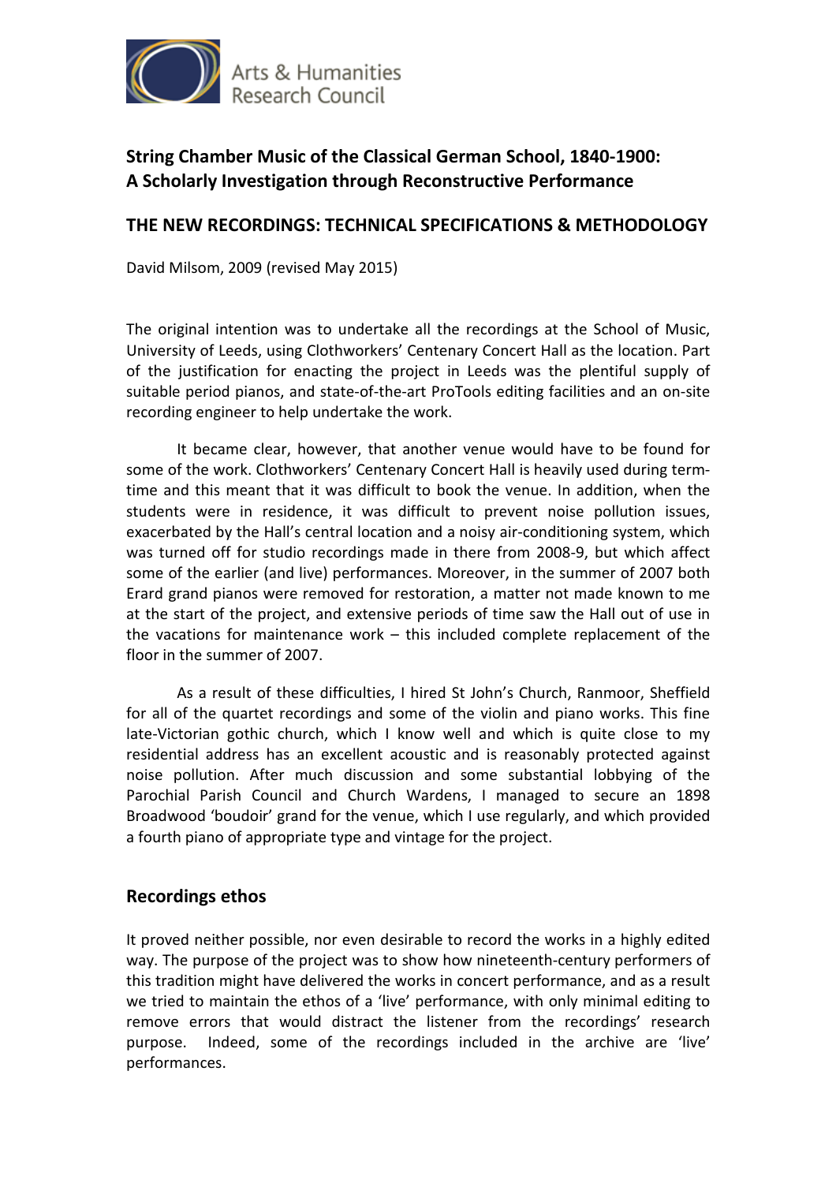Arts & Humanities Research Council

**String Chamber Music of the Classical German School, 1840-1900: A Scholarly Investigation through Reconstructive Performance**

## THE NEW RECORDINGS: TECHNICAL SPECIFICATIONS & METHODOLOGY

David Milsom, 2009 (revised May 2015)

The original intention was to undertake all the recordings at the School of Music, University of Leeds, using Clothworkers' Centenary Concert Hall as the location. Part of the justification for enacting the project in Leeds was the plentiful supply of suitable period pianos, and state-of-the-art ProTools editing facilities and an on-site recording engineer to help undertake the work.

It became clear, however, that another venue would have to be found for some of the work. Clothworkers' Centenary Concert Hall is heavily used during term-time and this meant that it was difficult to book the venue. In addition, when the students were in residence, it was difficult to prevent noise pollution issues, exacerbated by the Hall's central location and a noisy air-conditioning system, which was turned off for studio recordings made in there from 2008-9, but which affect some of the earlier (and live) performances. Moreover, in the summer of 2007 both Erard grand pianos were removed for restoration, a matter not made known to me at the start of the project, and extensive periods of time saw the Hall out of use in the vacations for maintenance work – this included complete replacement of the floor in the summer of 2007.

As a result of these difficulties, I hired St John's Church, Ranmoor, Sheffield for all of the quartet recordings and some of the violin and piano works. This fine late-Victorian gothic church, which I know well and which is quite close to my residential address has an excellent acoustic and is reasonably protected against noise pollution. After much discussion and some substantial lobbying of the Parochial Parish Council and Church Wardens, I managed to secure an 1898 Broadwood 'boudoir' grand for the venue, which I use regularly, and which provided a fourth piano of appropriate type and vintage for the project.

### Recordings ethos

It proved neither possible, nor even desirable to record the works in a highly edited way. The purpose of the project was to show how nineteenth-century performers of this tradition might have delivered the works in concert performance, and as a result we tried to maintain the ethos of a 'live' performance, with only minimal editing to remove errors that would distract the listener from the recordings' research purpose. Indeed, some of the recordings included in the archive are 'live' performances.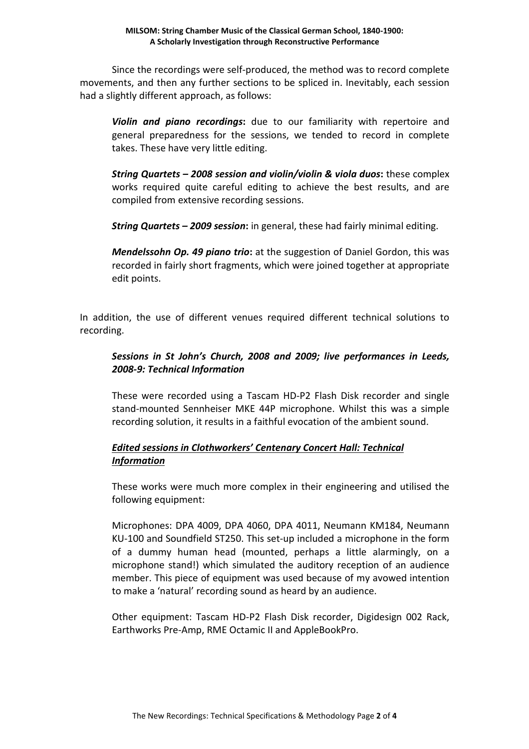Since the recordings were self-produced, the method was to record complete movements, and then any further sections to be spliced in. Inevitably, each session had a slightly different approach, as follows:

> ***Violin and piano recordings*****:** due to our familiarity with repertoire and general preparedness for the sessions, we tended to record in complete takes. These have very little editing.
>
> ***String Quartets – 2008 session and violin/violin & viola duos*****:** these complex works required quite careful editing to achieve the best results, and are compiled from extensive recording sessions.
>
> ***String Quartets – 2009 session*****:** in general, these had fairly minimal editing.
>
> ***Mendelssohn Op. 49 piano trio*****:** at the suggestion of Daniel Gordon, this was recorded in fairly short fragments, which were joined together at appropriate edit points.

In addition, the use of different venues required different technical solutions to recording.

### *Sessions in St John's Church, 2008 and 2009; live performances in Leeds, 2008-9: Technical Information*

These were recorded using a Tascam HD-P2 Flash Disk recorder and single stand-mounted Sennheiser MKE 44P microphone. Whilst this was a simple recording solution, it results in a faithful evocation of the ambient sound.

### ***Edited sessions in Clothworkers' Centenary Concert Hall: Technical Information***

These works were much more complex in their engineering and utilised the following equipment:

Microphones: DPA 4009, DPA 4060, DPA 4011, Neumann KM184, Neumann KU-100 and Soundfield ST250. This set-up included a microphone in the form of a dummy human head (mounted, perhaps a little alarmingly, on a microphone stand!) which simulated the auditory reception of an audience member. This piece of equipment was used because of my avowed intention to make a 'natural' recording sound as heard by an audience.

Other equipment: Tascam HD-P2 Flash Disk recorder, Digidesign 002 Rack, Earthworks Pre-Amp, RME Octamic II and AppleBookPro.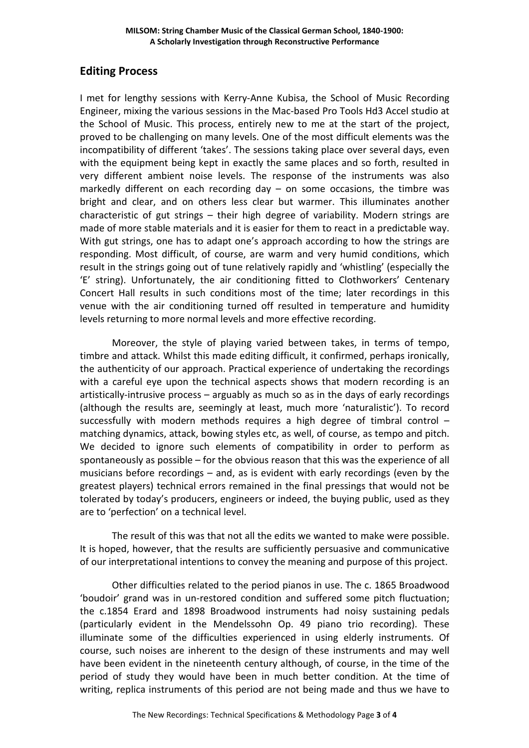## Editing Process

I met for lengthy sessions with Kerry-Anne Kubisa, the School of Music Recording Engineer, mixing the various sessions in the Mac-based Pro Tools Hd3 Accel studio at the School of Music. This process, entirely new to me at the start of the project, proved to be challenging on many levels. One of the most difficult elements was the incompatibility of different 'takes'. The sessions taking place over several days, even with the equipment being kept in exactly the same places and so forth, resulted in very different ambient noise levels. The response of the instruments was also markedly different on each recording day – on some occasions, the timbre was bright and clear, and on others less clear but warmer. This illuminates another characteristic of gut strings – their high degree of variability. Modern strings are made of more stable materials and it is easier for them to react in a predictable way. With gut strings, one has to adapt one's approach according to how the strings are responding. Most difficult, of course, are warm and very humid conditions, which result in the strings going out of tune relatively rapidly and 'whistling' (especially the 'E' string). Unfortunately, the air conditioning fitted to Clothworkers' Centenary Concert Hall results in such conditions most of the time; later recordings in this venue with the air conditioning turned off resulted in temperature and humidity levels returning to more normal levels and more effective recording.

Moreover, the style of playing varied between takes, in terms of tempo, timbre and attack. Whilst this made editing difficult, it confirmed, perhaps ironically, the authenticity of our approach. Practical experience of undertaking the recordings with a careful eye upon the technical aspects shows that modern recording is an artistically-intrusive process – arguably as much so as in the days of early recordings (although the results are, seemingly at least, much more 'naturalistic'). To record successfully with modern methods requires a high degree of timbral control – matching dynamics, attack, bowing styles etc, as well, of course, as tempo and pitch. We decided to ignore such elements of compatibility in order to perform as spontaneously as possible – for the obvious reason that this was the experience of all musicians before recordings – and, as is evident with early recordings (even by the greatest players) technical errors remained in the final pressings that would not be tolerated by today's producers, engineers or indeed, the buying public, used as they are to 'perfection' on a technical level.

The result of this was that not all the edits we wanted to make were possible. It is hoped, however, that the results are sufficiently persuasive and communicative of our interpretational intentions to convey the meaning and purpose of this project.

Other difficulties related to the period pianos in use. The c. 1865 Broadwood 'boudoir' grand was in un-restored condition and suffered some pitch fluctuation; the c.1854 Erard and 1898 Broadwood instruments had noisy sustaining pedals (particularly evident in the Mendelssohn Op. 49 piano trio recording). These illuminate some of the difficulties experienced in using elderly instruments. Of course, such noises are inherent to the design of these instruments and may well have been evident in the nineteenth century although, of course, in the time of the period of study they would have been in much better condition. At the time of writing, replica instruments of this period are not being made and thus we have to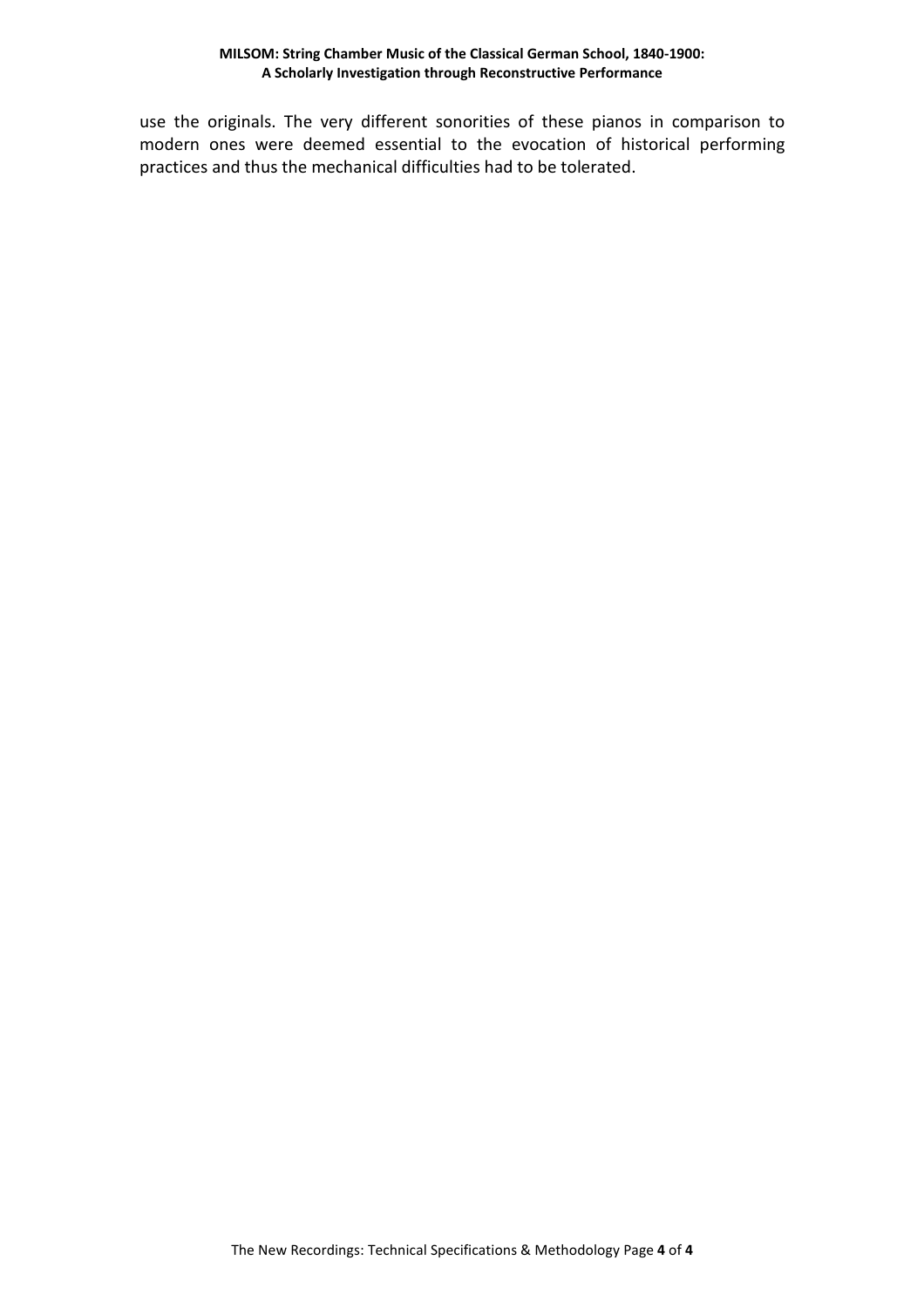use the originals. The very different sonorities of these pianos in comparison to modern ones were deemed essential to the evocation of historical performing practices and thus the mechanical difficulties had to be tolerated.